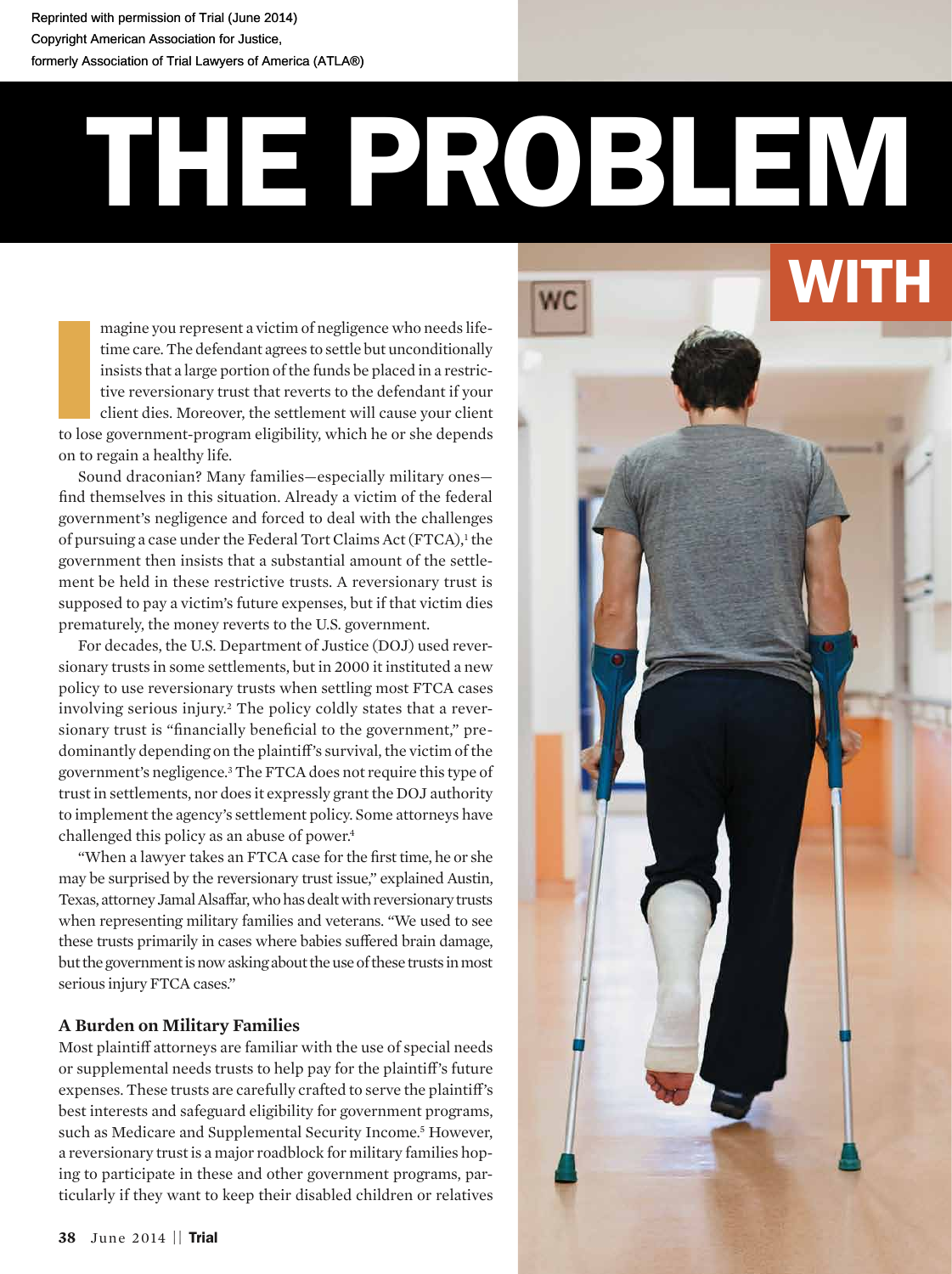Reprinted with permission of Trial (June 2014)
Copyright American Association for Justice,
formerly Association of Trial Lawyers of America (ATLA®)

# THE PROBLEM WITH

Imagine you represent a victim of negligence who needs lifetime care. The defendant agrees to settle but unconditionally insists that a large portion of the funds be placed in a restrictive reversionary trust that reverts to the defendant if your client dies. Moreover, the settlement will cause your client to lose government-program eligibility, which he or she depends on to regain a healthy life.

Sound draconian? Many families—especially military ones—find themselves in this situation. Already a victim of the federal government's negligence and forced to deal with the challenges of pursuing a case under the Federal Tort Claims Act (FTCA),[1] the government then insists that a substantial amount of the settlement be held in these restrictive trusts. A reversionary trust is supposed to pay a victim's future expenses, but if that victim dies prematurely, the money reverts to the U.S. government.

For decades, the U.S. Department of Justice (DOJ) used reversionary trusts in some settlements, but in 2000 it instituted a new policy to use reversionary trusts when settling most FTCA cases involving serious injury.[2] The policy coldly states that a reversionary trust is "financially beneficial to the government," predominantly depending on the plaintiff's survival, the victim of the government's negligence.[3] The FTCA does not require this type of trust in settlements, nor does it expressly grant the DOJ authority to implement the agency's settlement policy. Some attorneys have challenged this policy as an abuse of power.[4]

"When a lawyer takes an FTCA case for the first time, he or she may be surprised by the reversionary trust issue," explained Austin, Texas, attorney Jamal Alsaffar, who has dealt with reversionary trusts when representing military families and veterans. "We used to see these trusts primarily in cases where babies suffered brain damage, but the government is now asking about the use of these trusts in most serious injury FTCA cases."

### A Burden on Military Families

Most plaintiff attorneys are familiar with the use of special needs or supplemental needs trusts to help pay for the plaintiff's future expenses. These trusts are carefully crafted to serve the plaintiff's best interests and safeguard eligibility for government programs, such as Medicare and Supplemental Security Income.[5] However, a reversionary trust is a major roadblock for military families hoping to participate in these and other government programs, particularly if they want to keep their disabled children or relatives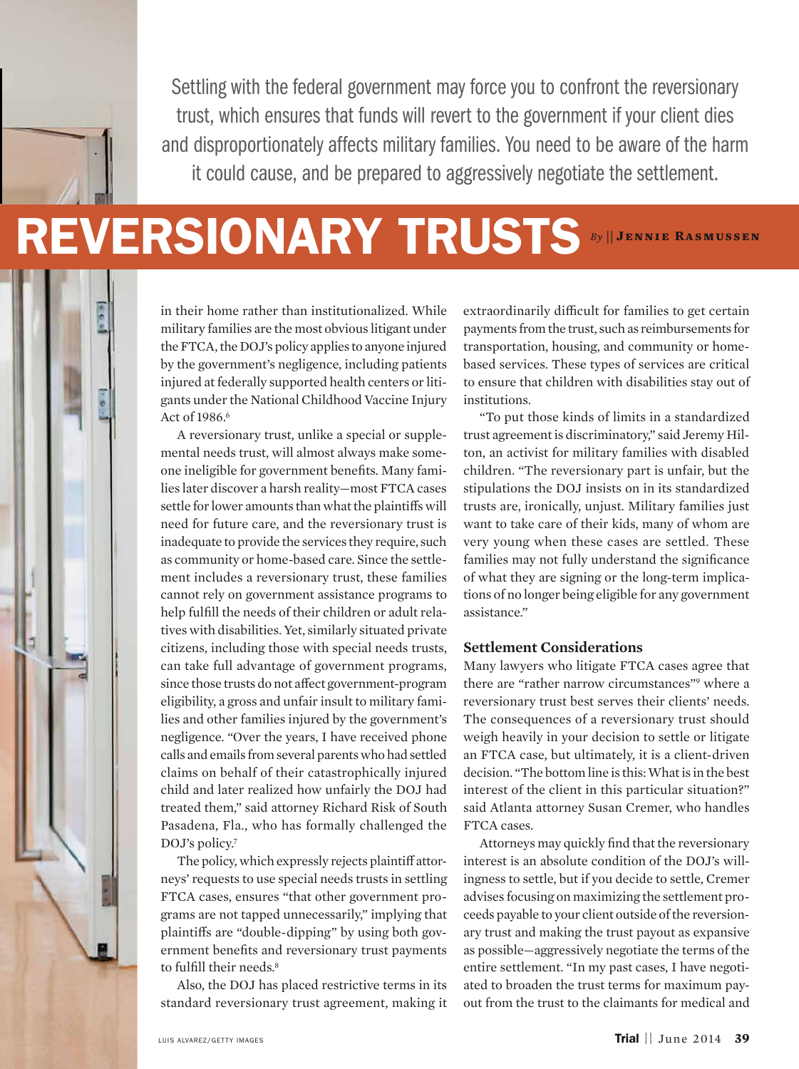Settling with the federal government may force you to confront the reversionary trust, which ensures that funds will revert to the government if your client dies and disproportionately affects military families. You need to be aware of the harm it could cause, and be prepared to aggressively negotiate the settlement.

# REVERSIONARY TRUSTS

*By* || **Jennie Rasmussen**

in their home rather than institutionalized. While military families are the most obvious litigant under the FTCA, the DOJ's policy applies to anyone injured by the government's negligence, including patients injured at federally supported health centers or litigants under the National Childhood Vaccine Injury Act of 1986.[6]

A reversionary trust, unlike a special or supplemental needs trust, will almost always make someone ineligible for government benefits. Many families later discover a harsh reality—most FTCA cases settle for lower amounts than what the plaintiffs will need for future care, and the reversionary trust is inadequate to provide the services they require, such as community or home-based care. Since the settlement includes a reversionary trust, these families cannot rely on government assistance programs to help fulfill the needs of their children or adult relatives with disabilities. Yet, similarly situated private citizens, including those with special needs trusts, can take full advantage of government programs, since those trusts do not affect government-program eligibility, a gross and unfair insult to military families and other families injured by the government's negligence. "Over the years, I have received phone calls and emails from several parents who had settled claims on behalf of their catastrophically injured child and later realized how unfairly the DOJ had treated them," said attorney Richard Risk of South Pasadena, Fla., who has formally challenged the DOJ's policy.[7]

The policy, which expressly rejects plaintiff attorneys' requests to use special needs trusts in settling FTCA cases, ensures "that other government programs are not tapped unnecessarily," implying that plaintiffs are "double-dipping" by using both government benefits and reversionary trust payments to fulfill their needs.[8]

Also, the DOJ has placed restrictive terms in its standard reversionary trust agreement, making it extraordinarily difficult for families to get certain payments from the trust, such as reimbursements for transportation, housing, and community or home-based services. These types of services are critical to ensure that children with disabilities stay out of institutions.

"To put those kinds of limits in a standardized trust agreement is discriminatory," said Jeremy Hilton, an activist for military families with disabled children. "The reversionary part is unfair, but the stipulations the DOJ insists on in its standardized trusts are, ironically, unjust. Military families just want to take care of their kids, many of whom are very young when these cases are settled. These families may not fully understand the significance of what they are signing or the long-term implications of no longer being eligible for any government assistance."

### Settlement Considerations

Many lawyers who litigate FTCA cases agree that there are "rather narrow circumstances"[9] where a reversionary trust best serves their clients' needs. The consequences of a reversionary trust should weigh heavily in your decision to settle or litigate an FTCA case, but ultimately, it is a client-driven decision. "The bottom line is this: What is in the best interest of the client in this particular situation?" said Atlanta attorney Susan Cremer, who handles FTCA cases.

Attorneys may quickly find that the reversionary interest is an absolute condition of the DOJ's willingness to settle, but if you decide to settle, Cremer advises focusing on maximizing the settlement proceeds payable to your client outside of the reversionary trust and making the trust payout as expansive as possible—aggressively negotiate the terms of the entire settlement. "In my past cases, I have negotiated to broaden the trust terms for maximum payout from the trust to the claimants for medical and

LUIS ALVAREZ/GETTY IMAGES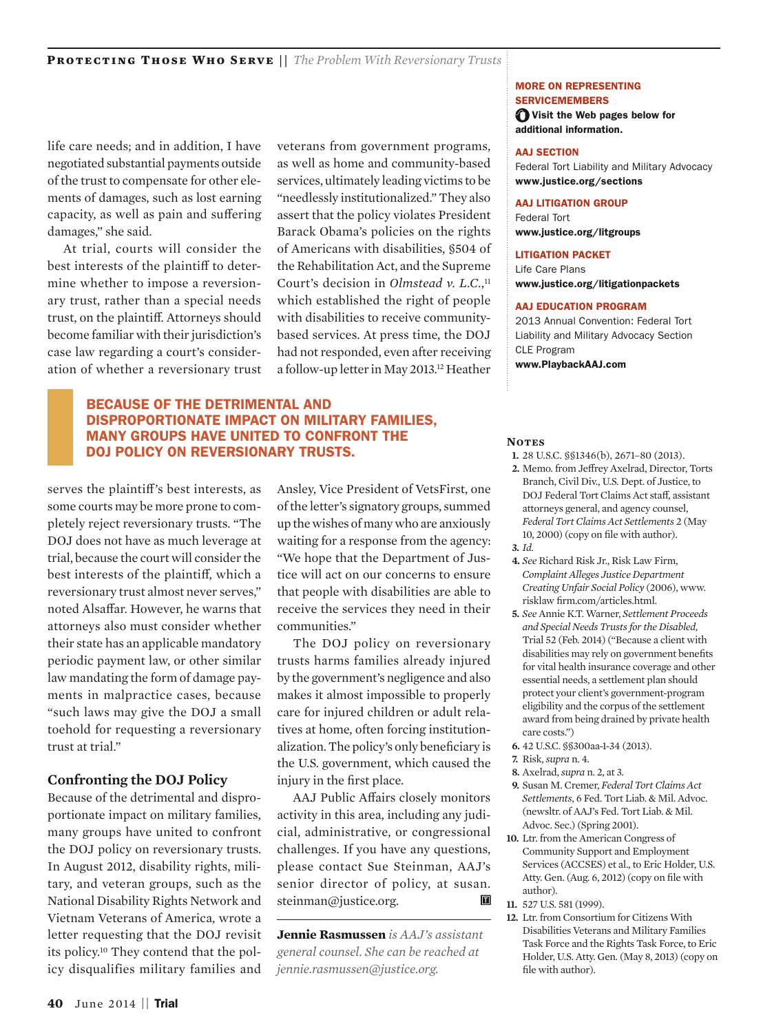life care needs; and in addition, I have negotiated substantial payments outside of the trust to compensate for other elements of damages, such as lost earning capacity, as well as pain and suffering damages," she said.

At trial, courts will consider the best interests of the plaintiff to determine whether to impose a reversionary trust, rather than a special needs trust, on the plaintiff. Attorneys should become familiar with their jurisdiction's case law regarding a court's consideration of whether a reversionary trust serves the plaintiff's best interests, as some courts may be more prone to completely reject reversionary trusts. "The DOJ does not have as much leverage at trial, because the court will consider the best interests of the plaintiff, which a reversionary trust almost never serves," noted Alsaffar. However, he warns that attorneys also must consider whether their state has an applicable mandatory periodic payment law, or other similar law mandating the form of damage payments in malpractice cases, because "such laws may give the DOJ a small toehold for requesting a reversionary trust at trial."

## Confronting the DOJ Policy

Because of the detrimental and disproportionate impact on military families, many groups have united to confront the DOJ policy on reversionary trusts. In August 2012, disability rights, military, and veteran groups, such as the National Disability Rights Network and Vietnam Veterans of America, wrote a letter requesting that the DOJ revisit its policy.[10] They contend that the policy disqualifies military families and veterans from government programs, as well as home and community-based services, ultimately leading victims to be "needlessly institutionalized." They also assert that the policy violates President Barack Obama's policies on the rights of Americans with disabilities, §504 of the Rehabilitation Act, and the Supreme Court's decision in *Olmstead v. L.C.*,[11] which established the right of people with disabilities to receive community-based services. At press time, the DOJ had not responded, even after receiving a follow-up letter in May 2013.[12] Heather Ansley, Vice President of VetsFirst, one of the letter's signatory groups, summed up the wishes of many who are anxiously waiting for a response from the agency: "We hope that the Department of Justice will act on our concerns to ensure that people with disabilities are able to receive the services they need in their communities."

**BECAUSE OF THE DETRIMENTAL AND DISPROPORTIONATE IMPACT ON MILITARY FAMILIES, MANY GROUPS HAVE UNITED TO CONFRONT THE DOJ POLICY ON REVERSIONARY TRUSTS.**

The DOJ policy on reversionary trusts harms families already injured by the government's negligence and also makes it almost impossible to properly care for injured children or adult relatives at home, often forcing institutionalization. The policy's only beneficiary is the U.S. government, which caused the injury in the first place.

AAJ Public Affairs closely monitors activity in this area, including any judicial, administrative, or congressional challenges. If you have any questions, please contact Sue Steinman, AAJ's senior director of policy, at susan.steinman@justice.org.

**Jennie Rasmussen** *is AAJ's assistant general counsel. She can be reached at jennie.rasmussen@justice.org.*

**MORE ON REPRESENTING SERVICEMEMBERS**

**Visit the Web pages below for additional information.**

**AAJ SECTION**
Federal Tort Liability and Military Advocacy
**www.justice.org/sections**

**AAJ LITIGATION GROUP**
Federal Tort
**www.justice.org/litgroups**

**LITIGATION PACKET**
Life Care Plans
**www.justice.org/litigationpackets**

**AAJ EDUCATION PROGRAM**
2013 Annual Convention: Federal Tort Liability and Military Advocacy Section CLE Program
**www.PlaybackAAJ.com**

## Notes

1. 28 U.S.C. §§1346(b), 2671–80 (2013).
2. Memo. from Jeffrey Axelrad, Director, Torts Branch, Civil Div., U.S. Dept. of Justice, to DOJ Federal Tort Claims Act staff, assistant attorneys general, and agency counsel, *Federal Tort Claims Act Settlements* 2 (May 10, 2000) (copy on file with author).
3. *Id.*
4. *See* Richard Risk Jr., Risk Law Firm, *Complaint Alleges Justice Department Creating Unfair Social Policy* (2006), www.risklaw firm.com/articles.html.
5. *See* Annie K.T. Warner, *Settlement Proceeds and Special Needs Trusts for the Disabled,* Trial 52 (Feb. 2014) ("Because a client with disabilities may rely on government benefits for vital health insurance coverage and other essential needs, a settlement plan should protect your client's government-program eligibility and the corpus of the settlement award from being drained by private health care costs.")
6. 42 U.S.C. §§300aa-1-34 (2013).
7. Risk, *supra* n. 4.
8. Axelrad, *supra* n. 2, at 3.
9. Susan M. Cremer, *Federal Tort Claims Act Settlements*, 6 Fed. Tort Liab. & Mil. Advoc. (newsltr. of AAJ's Fed. Tort Liab. & Mil. Advoc. Sec.) (Spring 2001).
10. Ltr. from the American Congress of Community Support and Employment Services (ACCSES) et al., to Eric Holder, U.S. Atty. Gen. (Aug. 6, 2012) (copy on file with author).
11. 527 U.S. 581 (1999).
12. Ltr. from Consortium for Citizens With Disabilities Veterans and Military Families Task Force and the Rights Task Force, to Eric Holder, U.S. Atty. Gen. (May 8, 2013) (copy on file with author).